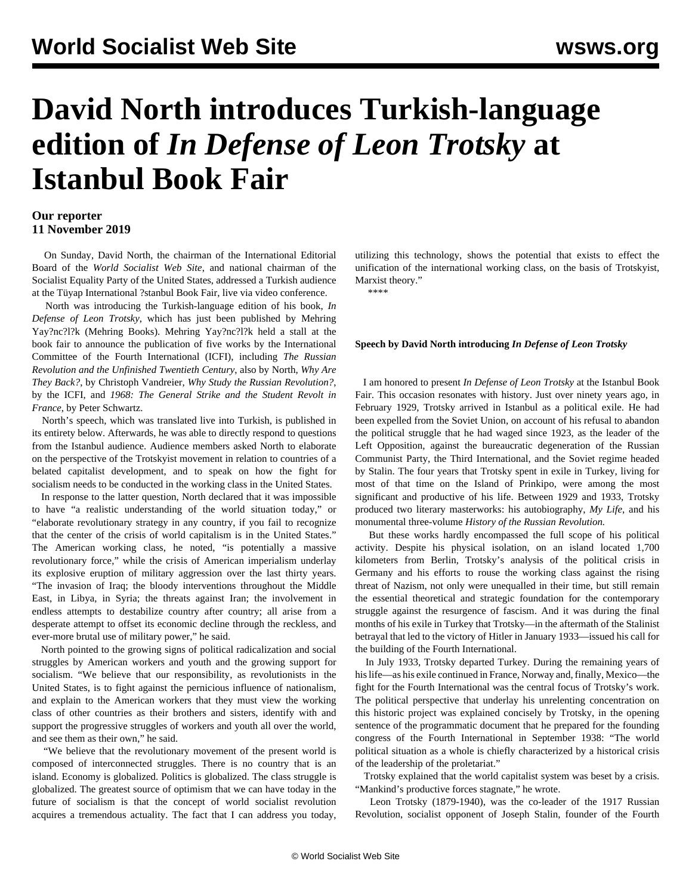# David North introduces Turkish-language edition of *In Defense of Leon Trotsky* at Istanbul Book Fair

**Our reporter**
**11 November 2019**

On Sunday, David North, the chairman of the International Editorial Board of the *World Socialist Web Site*, and national chairman of the Socialist Equality Party of the United States, addressed a Turkish audience at the Tüyap International ?stanbul Book Fair, live via video conference.

North was introducing the Turkish-language edition of his book, *In Defense of Leon Trotsky*, which has just been published by Mehring Yay?nc?l?k (Mehring Books). Mehring Yay?nc?l?k held a stall at the book fair to announce the publication of five works by the International Committee of the Fourth International (ICFI), including *The Russian Revolution and the Unfinished Twentieth Century*, also by North, *Why Are They Back?*, by Christoph Vandreier, *Why Study the Russian Revolution?*, by the ICFI, and *1968: The General Strike and the Student Revolt in France*, by Peter Schwartz.

North's speech, which was translated live into Turkish, is published in its entirety below. Afterwards, he was able to directly respond to questions from the Istanbul audience. Audience members asked North to elaborate on the perspective of the Trotskyist movement in relation to countries of a belated capitalist development, and to speak on how the fight for socialism needs to be conducted in the working class in the United States.

In response to the latter question, North declared that it was impossible to have "a realistic understanding of the world situation today," or "elaborate revolutionary strategy in any country, if you fail to recognize that the center of the crisis of world capitalism is in the United States." The American working class, he noted, "is potentially a massive revolutionary force," while the crisis of American imperialism underlay its explosive eruption of military aggression over the last thirty years. "The invasion of Iraq; the bloody interventions throughout the Middle East, in Libya, in Syria; the threats against Iran; the involvement in endless attempts to destabilize country after country; all arise from a desperate attempt to offset its economic decline through the reckless, and ever-more brutal use of military power," he said.

North pointed to the growing signs of political radicalization and social struggles by American workers and youth and the growing support for socialism. "We believe that our responsibility, as revolutionists in the United States, is to fight against the pernicious influence of nationalism, and explain to the American workers that they must view the working class of other countries as their brothers and sisters, identify with and support the progressive struggles of workers and youth all over the world, and see them as their own," he said.

"We believe that the revolutionary movement of the present world is composed of interconnected struggles. There is no country that is an island. Economy is globalized. Politics is globalized. The class struggle is globalized. The greatest source of optimism that we can have today in the future of socialism is that the concept of world socialist revolution acquires a tremendous actuality. The fact that I can address you today, utilizing this technology, shows the potential that exists to effect the unification of the international working class, on the basis of Trotskyist, Marxist theory."

****

**Speech by David North introducing *In Defense of Leon Trotsky***

I am honored to present *In Defense of Leon Trotsky* at the Istanbul Book Fair. This occasion resonates with history. Just over ninety years ago, in February 1929, Trotsky arrived in Istanbul as a political exile. He had been expelled from the Soviet Union, on account of his refusal to abandon the political struggle that he had waged since 1923, as the leader of the Left Opposition, against the bureaucratic degeneration of the Russian Communist Party, the Third International, and the Soviet regime headed by Stalin. The four years that Trotsky spent in exile in Turkey, living for most of that time on the Island of Prinkipo, were among the most significant and productive of his life. Between 1929 and 1933, Trotsky produced two literary masterworks: his autobiography, *My Life*, and his monumental three-volume *History of the Russian Revolution.*

But these works hardly encompassed the full scope of his political activity. Despite his physical isolation, on an island located 1,700 kilometers from Berlin, Trotsky's analysis of the political crisis in Germany and his efforts to rouse the working class against the rising threat of Nazism, not only were unequalled in their time, but still remain the essential theoretical and strategic foundation for the contemporary struggle against the resurgence of fascism. And it was during the final months of his exile in Turkey that Trotsky—in the aftermath of the Stalinist betrayal that led to the victory of Hitler in January 1933—issued his call for the building of the Fourth International.

In July 1933, Trotsky departed Turkey. During the remaining years of his life—as his exile continued in France, Norway and, finally, Mexico—the fight for the Fourth International was the central focus of Trotsky's work. The political perspective that underlay his unrelenting concentration on this historic project was explained concisely by Trotsky, in the opening sentence of the programmatic document that he prepared for the founding congress of the Fourth International in September 1938: "The world political situation as a whole is chiefly characterized by a historical crisis of the leadership of the proletariat."

Trotsky explained that the world capitalist system was beset by a crisis. "Mankind's productive forces stagnate," he wrote.

Leon Trotsky (1879-1940), was the co-leader of the 1917 Russian Revolution, socialist opponent of Joseph Stalin, founder of the Fourth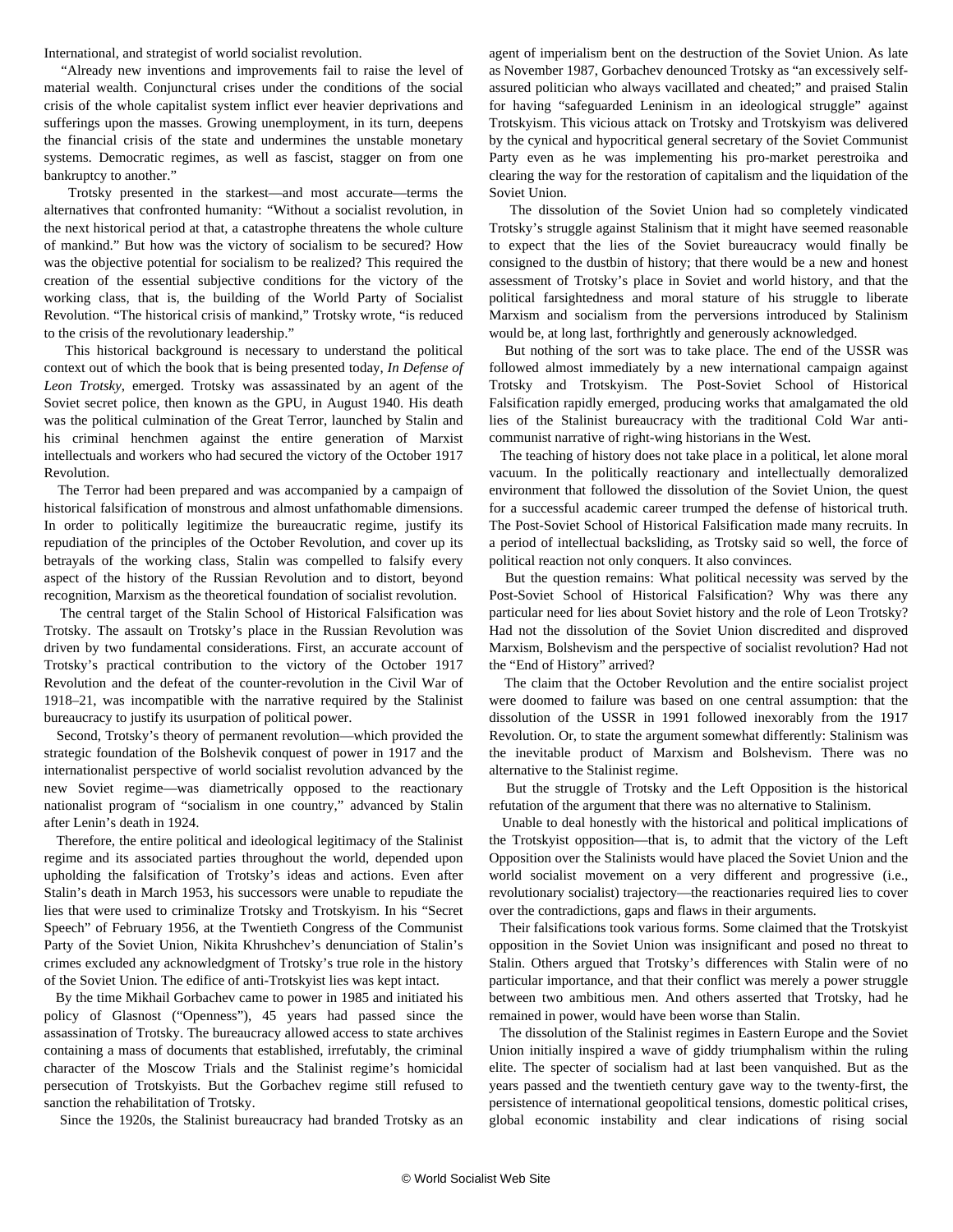International, and strategist of world socialist revolution.

"Already new inventions and improvements fail to raise the level of material wealth. Conjunctural crises under the conditions of the social crisis of the whole capitalist system inflict ever heavier deprivations and sufferings upon the masses. Growing unemployment, in its turn, deepens the financial crisis of the state and undermines the unstable monetary systems. Democratic regimes, as well as fascist, stagger on from one bankruptcy to another."

Trotsky presented in the starkest—and most accurate—terms the alternatives that confronted humanity: "Without a socialist revolution, in the next historical period at that, a catastrophe threatens the whole culture of mankind." But how was the victory of socialism to be secured? How was the objective potential for socialism to be realized? This required the creation of the essential subjective conditions for the victory of the working class, that is, the building of the World Party of Socialist Revolution. "The historical crisis of mankind," Trotsky wrote, "is reduced to the crisis of the revolutionary leadership."

This historical background is necessary to understand the political context out of which the book that is being presented today, *In Defense of Leon Trotsky*, emerged. Trotsky was assassinated by an agent of the Soviet secret police, then known as the GPU, in August 1940. His death was the political culmination of the Great Terror, launched by Stalin and his criminal henchmen against the entire generation of Marxist intellectuals and workers who had secured the victory of the October 1917 Revolution.

The Terror had been prepared and was accompanied by a campaign of historical falsification of monstrous and almost unfathomable dimensions. In order to politically legitimize the bureaucratic regime, justify its repudiation of the principles of the October Revolution, and cover up its betrayals of the working class, Stalin was compelled to falsify every aspect of the history of the Russian Revolution and to distort, beyond recognition, Marxism as the theoretical foundation of socialist revolution.

The central target of the Stalin School of Historical Falsification was Trotsky. The assault on Trotsky's place in the Russian Revolution was driven by two fundamental considerations. First, an accurate account of Trotsky's practical contribution to the victory of the October 1917 Revolution and the defeat of the counter-revolution in the Civil War of 1918–21, was incompatible with the narrative required by the Stalinist bureaucracy to justify its usurpation of political power.

Second, Trotsky's theory of permanent revolution—which provided the strategic foundation of the Bolshevik conquest of power in 1917 and the internationalist perspective of world socialist revolution advanced by the new Soviet regime—was diametrically opposed to the reactionary nationalist program of "socialism in one country," advanced by Stalin after Lenin's death in 1924.

Therefore, the entire political and ideological legitimacy of the Stalinist regime and its associated parties throughout the world, depended upon upholding the falsification of Trotsky's ideas and actions. Even after Stalin's death in March 1953, his successors were unable to repudiate the lies that were used to criminalize Trotsky and Trotskyism. In his "Secret Speech" of February 1956, at the Twentieth Congress of the Communist Party of the Soviet Union, Nikita Khrushchev's denunciation of Stalin's crimes excluded any acknowledgment of Trotsky's true role in the history of the Soviet Union. The edifice of anti-Trotskyist lies was kept intact.

By the time Mikhail Gorbachev came to power in 1985 and initiated his policy of Glasnost ("Openness"), 45 years had passed since the assassination of Trotsky. The bureaucracy allowed access to state archives containing a mass of documents that established, irrefutably, the criminal character of the Moscow Trials and the Stalinist regime's homicidal persecution of Trotskyists. But the Gorbachev regime still refused to sanction the rehabilitation of Trotsky.

Since the 1920s, the Stalinist bureaucracy had branded Trotsky as an agent of imperialism bent on the destruction of the Soviet Union. As late as November 1987, Gorbachev denounced Trotsky as "an excessively self-assured politician who always vacillated and cheated;" and praised Stalin for having "safeguarded Leninism in an ideological struggle" against Trotskyism. This vicious attack on Trotsky and Trotskyism was delivered by the cynical and hypocritical general secretary of the Soviet Communist Party even as he was implementing his pro-market perestroika and clearing the way for the restoration of capitalism and the liquidation of the Soviet Union.

The dissolution of the Soviet Union had so completely vindicated Trotsky's struggle against Stalinism that it might have seemed reasonable to expect that the lies of the Soviet bureaucracy would finally be consigned to the dustbin of history; that there would be a new and honest assessment of Trotsky's place in Soviet and world history, and that the political farsightedness and moral stature of his struggle to liberate Marxism and socialism from the perversions introduced by Stalinism would be, at long last, forthrightly and generously acknowledged.

But nothing of the sort was to take place. The end of the USSR was followed almost immediately by a new international campaign against Trotsky and Trotskyism. The Post-Soviet School of Historical Falsification rapidly emerged, producing works that amalgamated the old lies of the Stalinist bureaucracy with the traditional Cold War anti-communist narrative of right-wing historians in the West.

The teaching of history does not take place in a political, let alone moral vacuum. In the politically reactionary and intellectually demoralized environment that followed the dissolution of the Soviet Union, the quest for a successful academic career trumped the defense of historical truth. The Post-Soviet School of Historical Falsification made many recruits. In a period of intellectual backsliding, as Trotsky said so well, the force of political reaction not only conquers. It also convinces.

But the question remains: What political necessity was served by the Post-Soviet School of Historical Falsification? Why was there any particular need for lies about Soviet history and the role of Leon Trotsky? Had not the dissolution of the Soviet Union discredited and disproved Marxism, Bolshevism and the perspective of socialist revolution? Had not the "End of History" arrived?

The claim that the October Revolution and the entire socialist project were doomed to failure was based on one central assumption: that the dissolution of the USSR in 1991 followed inexorably from the 1917 Revolution. Or, to state the argument somewhat differently: Stalinism was the inevitable product of Marxism and Bolshevism. There was no alternative to the Stalinist regime.

But the struggle of Trotsky and the Left Opposition is the historical refutation of the argument that there was no alternative to Stalinism.

Unable to deal honestly with the historical and political implications of the Trotskyist opposition—that is, to admit that the victory of the Left Opposition over the Stalinists would have placed the Soviet Union and the world socialist movement on a very different and progressive (i.e., revolutionary socialist) trajectory—the reactionaries required lies to cover over the contradictions, gaps and flaws in their arguments.

Their falsifications took various forms. Some claimed that the Trotskyist opposition in the Soviet Union was insignificant and posed no threat to Stalin. Others argued that Trotsky's differences with Stalin were of no particular importance, and that their conflict was merely a power struggle between two ambitious men. And others asserted that Trotsky, had he remained in power, would have been worse than Stalin.

The dissolution of the Stalinist regimes in Eastern Europe and the Soviet Union initially inspired a wave of giddy triumphalism within the ruling elite. The specter of socialism had at last been vanquished. But as the years passed and the twentieth century gave way to the twenty-first, the persistence of international geopolitical tensions, domestic political crises, global economic instability and clear indications of rising social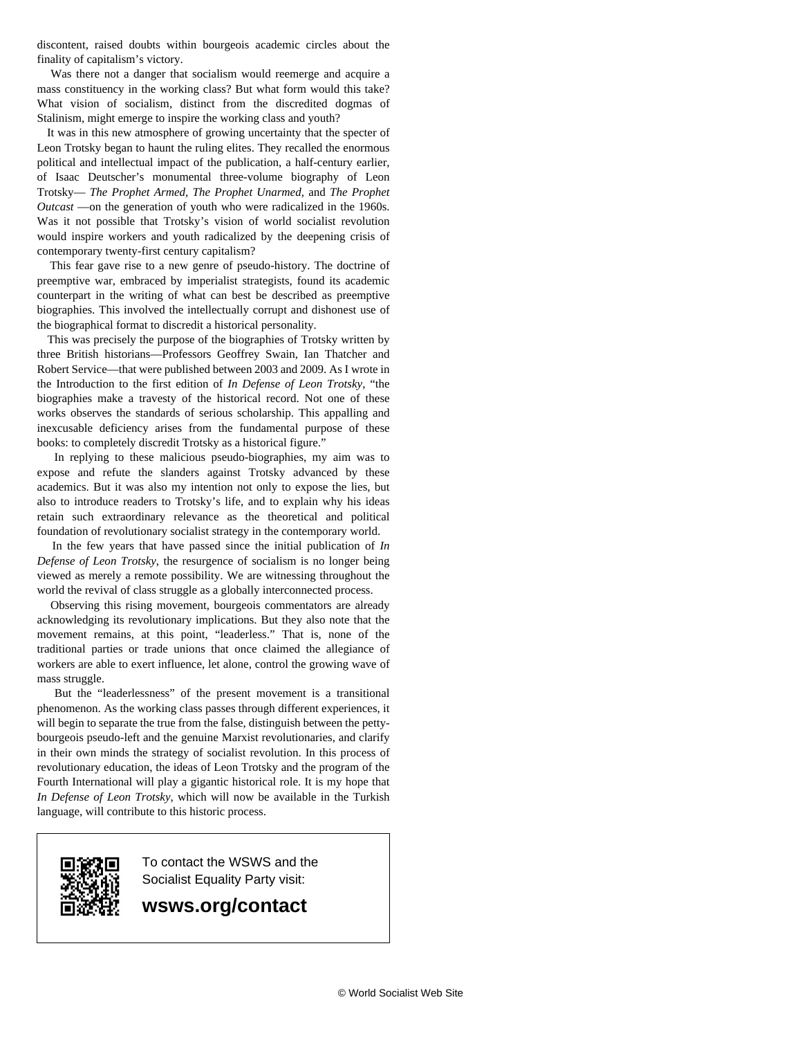discontent, raised doubts within bourgeois academic circles about the finality of capitalism's victory.

Was there not a danger that socialism would reemerge and acquire a mass constituency in the working class? But what form would this take? What vision of socialism, distinct from the discredited dogmas of Stalinism, might emerge to inspire the working class and youth?

It was in this new atmosphere of growing uncertainty that the specter of Leon Trotsky began to haunt the ruling elites. They recalled the enormous political and intellectual impact of the publication, a half-century earlier, of Isaac Deutscher's monumental three-volume biography of Leon Trotsky— *The Prophet Armed*, *The Prophet Unarmed*, and *The Prophet Outcast* —on the generation of youth who were radicalized in the 1960s. Was it not possible that Trotsky's vision of world socialist revolution would inspire workers and youth radicalized by the deepening crisis of contemporary twenty-first century capitalism?

This fear gave rise to a new genre of pseudo-history. The doctrine of preemptive war, embraced by imperialist strategists, found its academic counterpart in the writing of what can best be described as preemptive biographies. This involved the intellectually corrupt and dishonest use of the biographical format to discredit a historical personality.

This was precisely the purpose of the biographies of Trotsky written by three British historians—Professors Geoffrey Swain, Ian Thatcher and Robert Service—that were published between 2003 and 2009. As I wrote in the Introduction to the first edition of *In Defense of Leon Trotsky*, "the biographies make a travesty of the historical record. Not one of these works observes the standards of serious scholarship. This appalling and inexcusable deficiency arises from the fundamental purpose of these books: to completely discredit Trotsky as a historical figure."

In replying to these malicious pseudo-biographies, my aim was to expose and refute the slanders against Trotsky advanced by these academics. But it was also my intention not only to expose the lies, but also to introduce readers to Trotsky's life, and to explain why his ideas retain such extraordinary relevance as the theoretical and political foundation of revolutionary socialist strategy in the contemporary world.

In the few years that have passed since the initial publication of *In Defense of Leon Trotsky*, the resurgence of socialism is no longer being viewed as merely a remote possibility. We are witnessing throughout the world the revival of class struggle as a globally interconnected process.

Observing this rising movement, bourgeois commentators are already acknowledging its revolutionary implications. But they also note that the movement remains, at this point, "leaderless." That is, none of the traditional parties or trade unions that once claimed the allegiance of workers are able to exert influence, let alone, control the growing wave of mass struggle.

But the "leaderlessness" of the present movement is a transitional phenomenon. As the working class passes through different experiences, it will begin to separate the true from the false, distinguish between the petty-bourgeois pseudo-left and the genuine Marxist revolutionaries, and clarify in their own minds the strategy of socialist revolution. In this process of revolutionary education, the ideas of Leon Trotsky and the program of the Fourth International will play a gigantic historical role. It is my hope that *In Defense of Leon Trotsky*, which will now be available in the Turkish language, will contribute to this historic process.

To contact the WSWS and the Socialist Equality Party visit:

**wsws.org/contact**